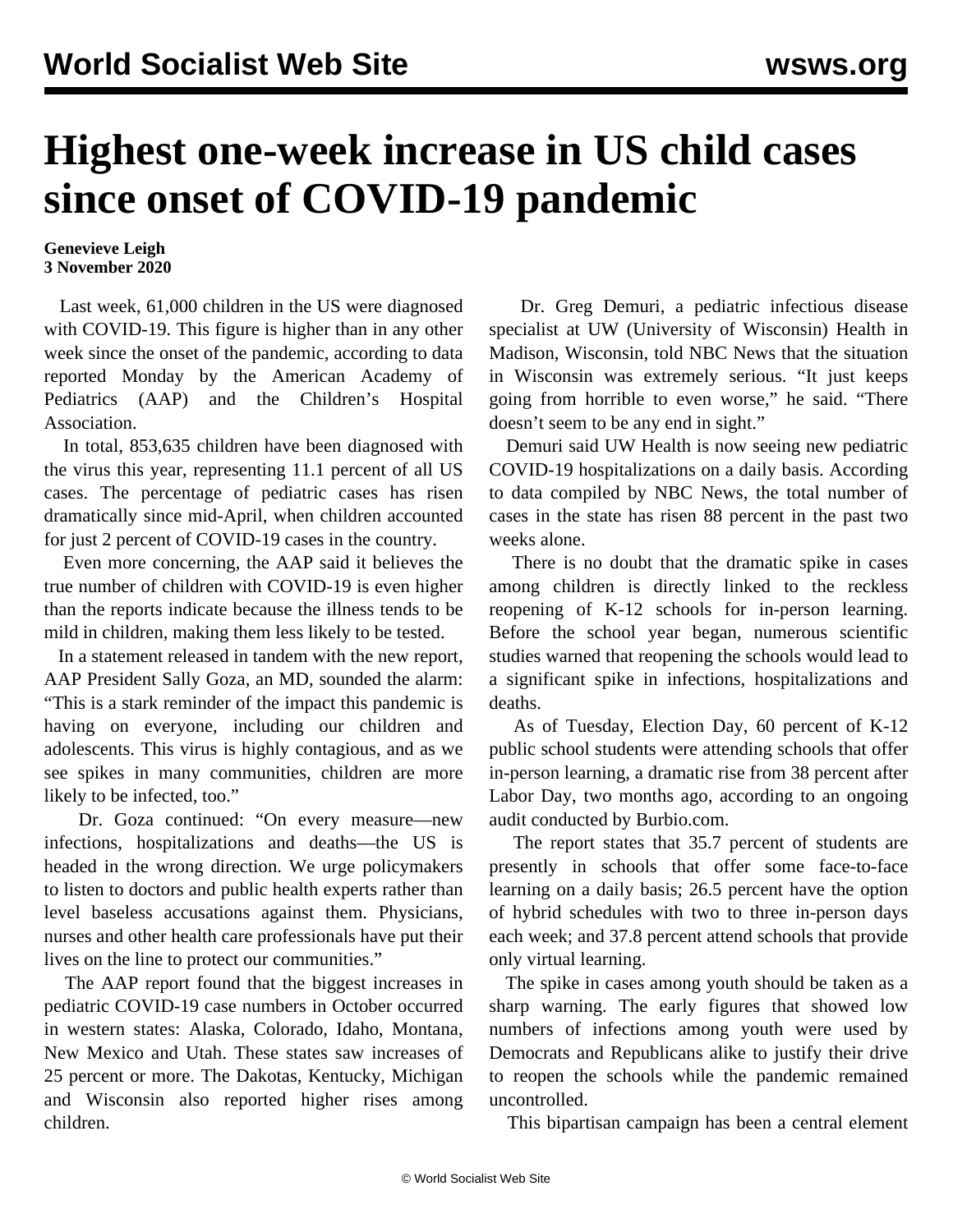# Highest one-week increase in US child cases since onset of COVID-19 pandemic

**Genevieve Leigh**
**3 November 2020**

Last week, 61,000 children in the US were diagnosed with COVID-19. This figure is higher than in any other week since the onset of the pandemic, according to data reported Monday by the American Academy of Pediatrics (AAP) and the Children's Hospital Association.

In total, 853,635 children have been diagnosed with the virus this year, representing 11.1 percent of all US cases. The percentage of pediatric cases has risen dramatically since mid-April, when children accounted for just 2 percent of COVID-19 cases in the country.

Even more concerning, the AAP said it believes the true number of children with COVID-19 is even higher than the reports indicate because the illness tends to be mild in children, making them less likely to be tested.

In a statement released in tandem with the new report, AAP President Sally Goza, an MD, sounded the alarm: "This is a stark reminder of the impact this pandemic is having on everyone, including our children and adolescents. This virus is highly contagious, and as we see spikes in many communities, children are more likely to be infected, too."

Dr. Goza continued: "On every measure—new infections, hospitalizations and deaths—the US is headed in the wrong direction. We urge policymakers to listen to doctors and public health experts rather than level baseless accusations against them. Physicians, nurses and other health care professionals have put their lives on the line to protect our communities."

The AAP report found that the biggest increases in pediatric COVID-19 case numbers in October occurred in western states: Alaska, Colorado, Idaho, Montana, New Mexico and Utah. These states saw increases of 25 percent or more. The Dakotas, Kentucky, Michigan and Wisconsin also reported higher rises among children.

Dr. Greg Demuri, a pediatric infectious disease specialist at UW (University of Wisconsin) Health in Madison, Wisconsin, told NBC News that the situation in Wisconsin was extremely serious. "It just keeps going from horrible to even worse," he said. "There doesn't seem to be any end in sight."

Demuri said UW Health is now seeing new pediatric COVID-19 hospitalizations on a daily basis. According to data compiled by NBC News, the total number of cases in the state has risen 88 percent in the past two weeks alone.

There is no doubt that the dramatic spike in cases among children is directly linked to the reckless reopening of K-12 schools for in-person learning. Before the school year began, numerous scientific studies warned that reopening the schools would lead to a significant spike in infections, hospitalizations and deaths.

As of Tuesday, Election Day, 60 percent of K-12 public school students were attending schools that offer in-person learning, a dramatic rise from 38 percent after Labor Day, two months ago, according to an ongoing audit conducted by Burbio.com.

The report states that 35.7 percent of students are presently in schools that offer some face-to-face learning on a daily basis; 26.5 percent have the option of hybrid schedules with two to three in-person days each week; and 37.8 percent attend schools that provide only virtual learning.

The spike in cases among youth should be taken as a sharp warning. The early figures that showed low numbers of infections among youth were used by Democrats and Republicans alike to justify their drive to reopen the schools while the pandemic remained uncontrolled.

This bipartisan campaign has been a central element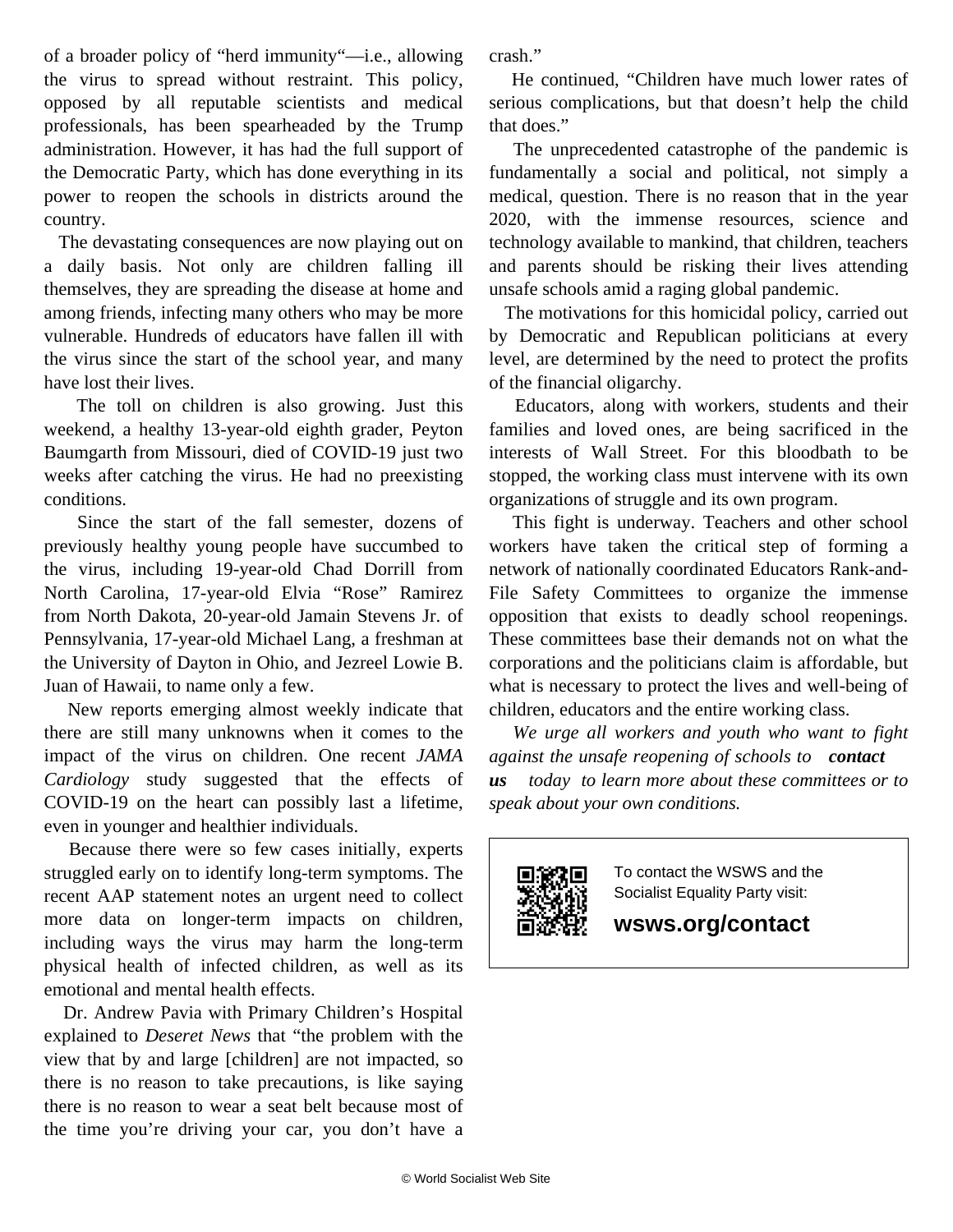of a broader policy of "herd immunity"—i.e., allowing the virus to spread without restraint. This policy, opposed by all reputable scientists and medical professionals, has been spearheaded by the Trump administration. However, it has had the full support of the Democratic Party, which has done everything in its power to reopen the schools in districts around the country.

The devastating consequences are now playing out on a daily basis. Not only are children falling ill themselves, they are spreading the disease at home and among friends, infecting many others who may be more vulnerable. Hundreds of educators have fallen ill with the virus since the start of the school year, and many have lost their lives.

The toll on children is also growing. Just this weekend, a healthy 13-year-old eighth grader, Peyton Baumgarth from Missouri, died of COVID-19 just two weeks after catching the virus. He had no preexisting conditions.

Since the start of the fall semester, dozens of previously healthy young people have succumbed to the virus, including 19-year-old Chad Dorrill from North Carolina, 17-year-old Elvia "Rose" Ramirez from North Dakota, 20-year-old Jamain Stevens Jr. of Pennsylvania, 17-year-old Michael Lang, a freshman at the University of Dayton in Ohio, and Jezreel Lowie B. Juan of Hawaii, to name only a few.

New reports emerging almost weekly indicate that there are still many unknowns when it comes to the impact of the virus on children. One recent *JAMA Cardiology* study suggested that the effects of COVID-19 on the heart can possibly last a lifetime, even in younger and healthier individuals.

Because there were so few cases initially, experts struggled early on to identify long-term symptoms. The recent AAP statement notes an urgent need to collect more data on longer-term impacts on children, including ways the virus may harm the long-term physical health of infected children, as well as its emotional and mental health effects.

Dr. Andrew Pavia with Primary Children's Hospital explained to *Deseret News* that "the problem with the view that by and large [children] are not impacted, so there is no reason to take precautions, is like saying there is no reason to wear a seat belt because most of the time you're driving your car, you don't have a crash."

He continued, "Children have much lower rates of serious complications, but that doesn't help the child that does."

The unprecedented catastrophe of the pandemic is fundamentally a social and political, not simply a medical, question. There is no reason that in the year 2020, with the immense resources, science and technology available to mankind, that children, teachers and parents should be risking their lives attending unsafe schools amid a raging global pandemic.

The motivations for this homicidal policy, carried out by Democratic and Republican politicians at every level, are determined by the need to protect the profits of the financial oligarchy.

Educators, along with workers, students and their families and loved ones, are being sacrificed in the interests of Wall Street. For this bloodbath to be stopped, the working class must intervene with its own organizations of struggle and its own program.

This fight is underway. Teachers and other school workers have taken the critical step of forming a network of nationally coordinated Educators Rank-and-File Safety Committees to organize the immense opposition that exists to deadly school reopenings. These committees base their demands not on what the corporations and the politicians claim is affordable, but what is necessary to protect the lives and well-being of children, educators and the entire working class.

*We urge all workers and youth who want to fight against the unsafe reopening of schools to* ***contact us*** *today to learn more about these committees or to speak about your own conditions.*

To contact the WSWS and the Socialist Equality Party visit:

**wsws.org/contact**